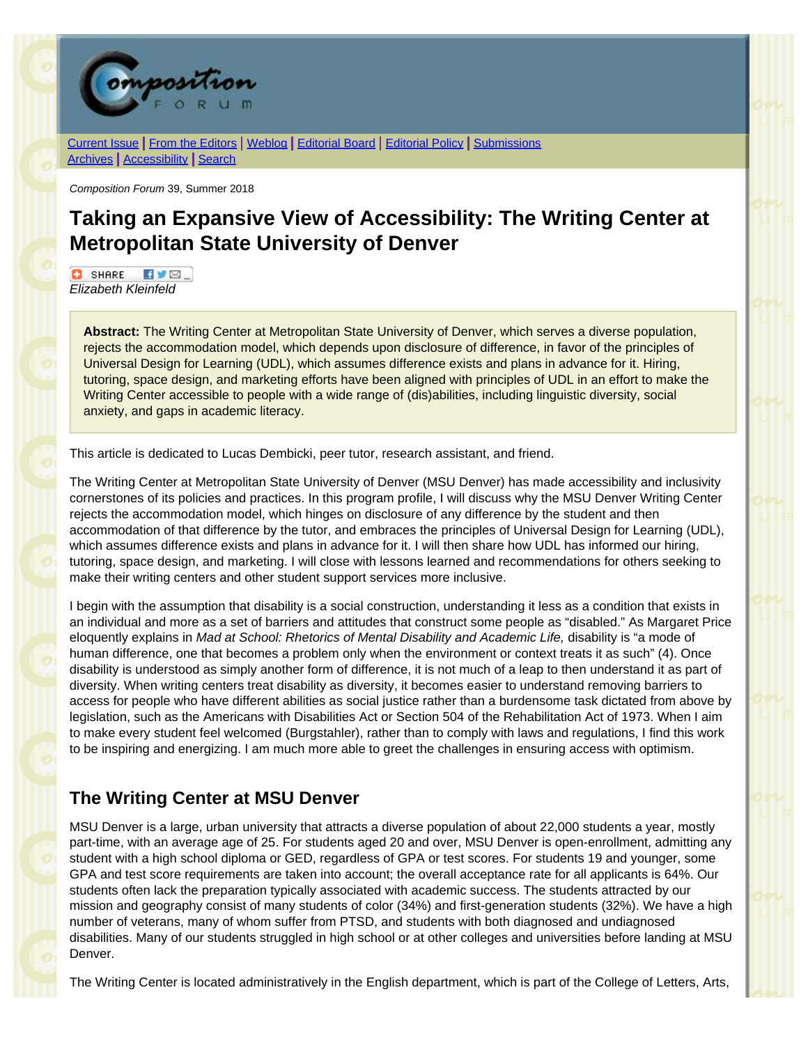Current Issue | From the Editors | Weblog | Editorial Board | Editorial Policy | Submissions
Archives | Accessibility | Search

*Composition Forum* 39, Summer 2018

# Taking an Expansive View of Accessibility: The Writing Center at Metropolitan State University of Denver

*Elizabeth Kleinfeld*

**Abstract:** The Writing Center at Metropolitan State University of Denver, which serves a diverse population, rejects the accommodation model, which depends upon disclosure of difference, in favor of the principles of Universal Design for Learning (UDL), which assumes difference exists and plans in advance for it. Hiring, tutoring, space design, and marketing efforts have been aligned with principles of UDL in an effort to make the Writing Center accessible to people with a wide range of (dis)abilities, including linguistic diversity, social anxiety, and gaps in academic literacy.

This article is dedicated to Lucas Dembicki, peer tutor, research assistant, and friend.

The Writing Center at Metropolitan State University of Denver (MSU Denver) has made accessibility and inclusivity cornerstones of its policies and practices. In this program profile, I will discuss why the MSU Denver Writing Center rejects the accommodation model, which hinges on disclosure of any difference by the student and then accommodation of that difference by the tutor, and embraces the principles of Universal Design for Learning (UDL), which assumes difference exists and plans in advance for it. I will then share how UDL has informed our hiring, tutoring, space design, and marketing. I will close with lessons learned and recommendations for others seeking to make their writing centers and other student support services more inclusive.

I begin with the assumption that disability is a social construction, understanding it less as a condition that exists in an individual and more as a set of barriers and attitudes that construct some people as "disabled." As Margaret Price eloquently explains in *Mad at School: Rhetorics of Mental Disability and Academic Life,* disability is "a mode of human difference, one that becomes a problem only when the environment or context treats it as such" (4). Once disability is understood as simply another form of difference, it is not much of a leap to then understand it as part of diversity. When writing centers treat disability as diversity, it becomes easier to understand removing barriers to access for people who have different abilities as social justice rather than a burdensome task dictated from above by legislation, such as the Americans with Disabilities Act or Section 504 of the Rehabilitation Act of 1973. When I aim to make every student feel welcomed (Burgstahler), rather than to comply with laws and regulations, I find this work to be inspiring and energizing. I am much more able to greet the challenges in ensuring access with optimism.

## The Writing Center at MSU Denver

MSU Denver is a large, urban university that attracts a diverse population of about 22,000 students a year, mostly part-time, with an average age of 25. For students aged 20 and over, MSU Denver is open-enrollment, admitting any student with a high school diploma or GED, regardless of GPA or test scores. For students 19 and younger, some GPA and test score requirements are taken into account; the overall acceptance rate for all applicants is 64%. Our students often lack the preparation typically associated with academic success. The students attracted by our mission and geography consist of many students of color (34%) and first-generation students (32%). We have a high number of veterans, many of whom suffer from PTSD, and students with both diagnosed and undiagnosed disabilities. Many of our students struggled in high school or at other colleges and universities before landing at MSU Denver.

The Writing Center is located administratively in the English department, which is part of the College of Letters, Arts,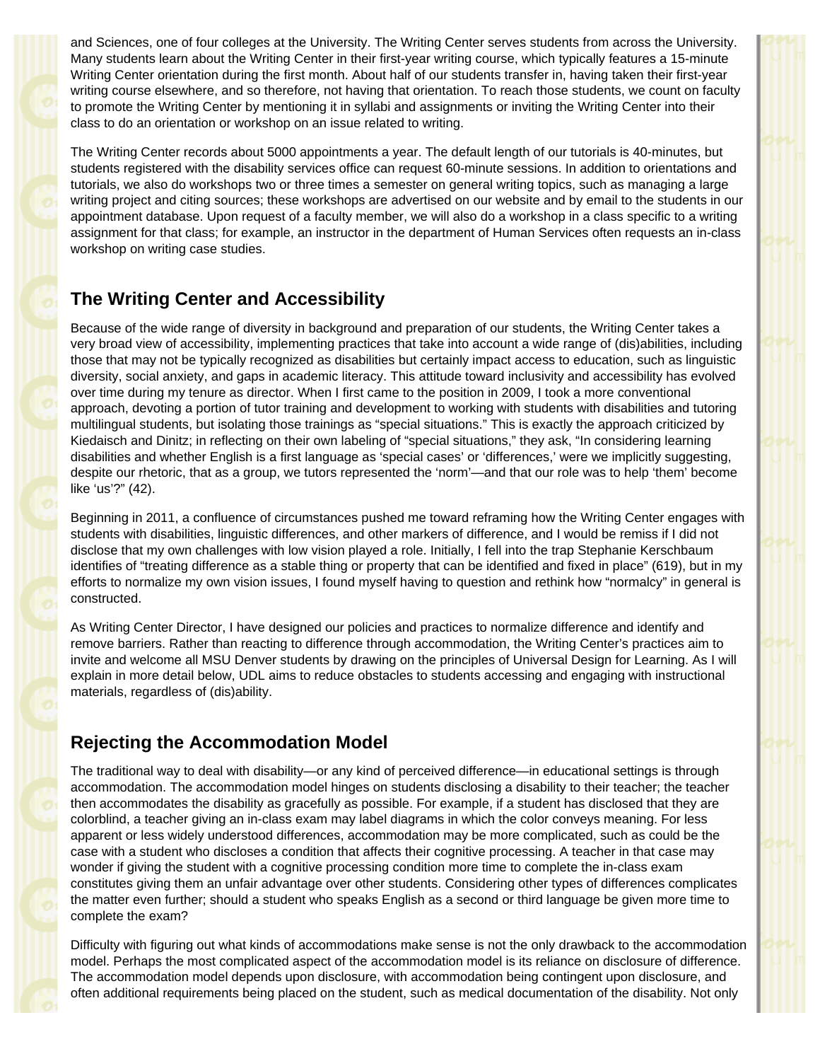and Sciences, one of four colleges at the University. The Writing Center serves students from across the University. Many students learn about the Writing Center in their first-year writing course, which typically features a 15-minute Writing Center orientation during the first month. About half of our students transfer in, having taken their first-year writing course elsewhere, and so therefore, not having that orientation. To reach those students, we count on faculty to promote the Writing Center by mentioning it in syllabi and assignments or inviting the Writing Center into their class to do an orientation or workshop on an issue related to writing.

The Writing Center records about 5000 appointments a year. The default length of our tutorials is 40-minutes, but students registered with the disability services office can request 60-minute sessions. In addition to orientations and tutorials, we also do workshops two or three times a semester on general writing topics, such as managing a large writing project and citing sources; these workshops are advertised on our website and by email to the students in our appointment database. Upon request of a faculty member, we will also do a workshop in a class specific to a writing assignment for that class; for example, an instructor in the department of Human Services often requests an in-class workshop on writing case studies.

## The Writing Center and Accessibility

Because of the wide range of diversity in background and preparation of our students, the Writing Center takes a very broad view of accessibility, implementing practices that take into account a wide range of (dis)abilities, including those that may not be typically recognized as disabilities but certainly impact access to education, such as linguistic diversity, social anxiety, and gaps in academic literacy. This attitude toward inclusivity and accessibility has evolved over time during my tenure as director. When I first came to the position in 2009, I took a more conventional approach, devoting a portion of tutor training and development to working with students with disabilities and tutoring multilingual students, but isolating those trainings as "special situations." This is exactly the approach criticized by Kiedaisch and Dinitz; in reflecting on their own labeling of "special situations," they ask, "In considering learning disabilities and whether English is a first language as 'special cases' or 'differences,' were we implicitly suggesting, despite our rhetoric, that as a group, we tutors represented the 'norm'—and that our role was to help 'them' become like 'us'?" (42).

Beginning in 2011, a confluence of circumstances pushed me toward reframing how the Writing Center engages with students with disabilities, linguistic differences, and other markers of difference, and I would be remiss if I did not disclose that my own challenges with low vision played a role. Initially, I fell into the trap Stephanie Kerschbaum identifies of "treating difference as a stable thing or property that can be identified and fixed in place" (619), but in my efforts to normalize my own vision issues, I found myself having to question and rethink how "normalcy" in general is constructed.

As Writing Center Director, I have designed our policies and practices to normalize difference and identify and remove barriers. Rather than reacting to difference through accommodation, the Writing Center's practices aim to invite and welcome all MSU Denver students by drawing on the principles of Universal Design for Learning. As I will explain in more detail below, UDL aims to reduce obstacles to students accessing and engaging with instructional materials, regardless of (dis)ability.

## Rejecting the Accommodation Model

The traditional way to deal with disability—or any kind of perceived difference—in educational settings is through accommodation. The accommodation model hinges on students disclosing a disability to their teacher; the teacher then accommodates the disability as gracefully as possible. For example, if a student has disclosed that they are colorblind, a teacher giving an in-class exam may label diagrams in which the color conveys meaning. For less apparent or less widely understood differences, accommodation may be more complicated, such as could be the case with a student who discloses a condition that affects their cognitive processing. A teacher in that case may wonder if giving the student with a cognitive processing condition more time to complete the in-class exam constitutes giving them an unfair advantage over other students. Considering other types of differences complicates the matter even further; should a student who speaks English as a second or third language be given more time to complete the exam?

Difficulty with figuring out what kinds of accommodations make sense is not the only drawback to the accommodation model. Perhaps the most complicated aspect of the accommodation model is its reliance on disclosure of difference. The accommodation model depends upon disclosure, with accommodation being contingent upon disclosure, and often additional requirements being placed on the student, such as medical documentation of the disability. Not only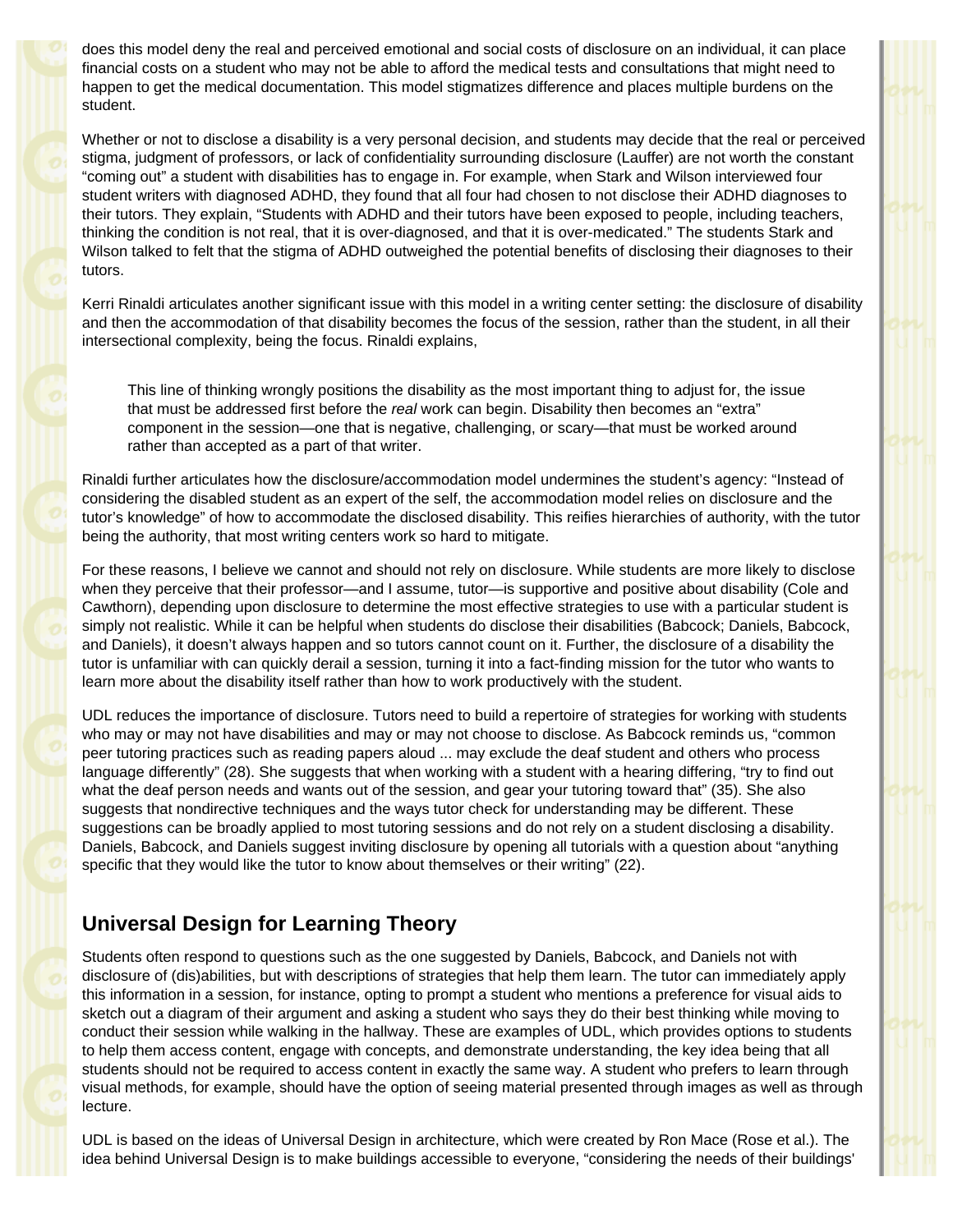does this model deny the real and perceived emotional and social costs of disclosure on an individual, it can place financial costs on a student who may not be able to afford the medical tests and consultations that might need to happen to get the medical documentation. This model stigmatizes difference and places multiple burdens on the student.

Whether or not to disclose a disability is a very personal decision, and students may decide that the real or perceived stigma, judgment of professors, or lack of confidentiality surrounding disclosure (Lauffer) are not worth the constant "coming out" a student with disabilities has to engage in. For example, when Stark and Wilson interviewed four student writers with diagnosed ADHD, they found that all four had chosen to not disclose their ADHD diagnoses to their tutors. They explain, "Students with ADHD and their tutors have been exposed to people, including teachers, thinking the condition is not real, that it is over-diagnosed, and that it is over-medicated." The students Stark and Wilson talked to felt that the stigma of ADHD outweighed the potential benefits of disclosing their diagnoses to their tutors.

Kerri Rinaldi articulates another significant issue with this model in a writing center setting: the disclosure of disability and then the accommodation of that disability becomes the focus of the session, rather than the student, in all their intersectional complexity, being the focus. Rinaldi explains,

> This line of thinking wrongly positions the disability as the most important thing to adjust for, the issue that must be addressed first before the *real* work can begin. Disability then becomes an "extra" component in the session—one that is negative, challenging, or scary—that must be worked around rather than accepted as a part of that writer.

Rinaldi further articulates how the disclosure/accommodation model undermines the student's agency: "Instead of considering the disabled student as an expert of the self, the accommodation model relies on disclosure and the tutor's knowledge" of how to accommodate the disclosed disability. This reifies hierarchies of authority, with the tutor being the authority, that most writing centers work so hard to mitigate.

For these reasons, I believe we cannot and should not rely on disclosure. While students are more likely to disclose when they perceive that their professor—and I assume, tutor—is supportive and positive about disability (Cole and Cawthorn), depending upon disclosure to determine the most effective strategies to use with a particular student is simply not realistic. While it can be helpful when students do disclose their disabilities (Babcock; Daniels, Babcock, and Daniels), it doesn't always happen and so tutors cannot count on it. Further, the disclosure of a disability the tutor is unfamiliar with can quickly derail a session, turning it into a fact-finding mission for the tutor who wants to learn more about the disability itself rather than how to work productively with the student.

UDL reduces the importance of disclosure. Tutors need to build a repertoire of strategies for working with students who may or may not have disabilities and may or may not choose to disclose. As Babcock reminds us, "common peer tutoring practices such as reading papers aloud ... may exclude the deaf student and others who process language differently" (28). She suggests that when working with a student with a hearing differing, "try to find out what the deaf person needs and wants out of the session, and gear your tutoring toward that" (35). She also suggests that nondirective techniques and the ways tutor check for understanding may be different. These suggestions can be broadly applied to most tutoring sessions and do not rely on a student disclosing a disability. Daniels, Babcock, and Daniels suggest inviting disclosure by opening all tutorials with a question about "anything specific that they would like the tutor to know about themselves or their writing" (22).

## Universal Design for Learning Theory

Students often respond to questions such as the one suggested by Daniels, Babcock, and Daniels not with disclosure of (dis)abilities, but with descriptions of strategies that help them learn. The tutor can immediately apply this information in a session, for instance, opting to prompt a student who mentions a preference for visual aids to sketch out a diagram of their argument and asking a student who says they do their best thinking while moving to conduct their session while walking in the hallway. These are examples of UDL, which provides options to students to help them access content, engage with concepts, and demonstrate understanding, the key idea being that all students should not be required to access content in exactly the same way. A student who prefers to learn through visual methods, for example, should have the option of seeing material presented through images as well as through lecture.

UDL is based on the ideas of Universal Design in architecture, which were created by Ron Mace (Rose et al.). The idea behind Universal Design is to make buildings accessible to everyone, "considering the needs of their buildings'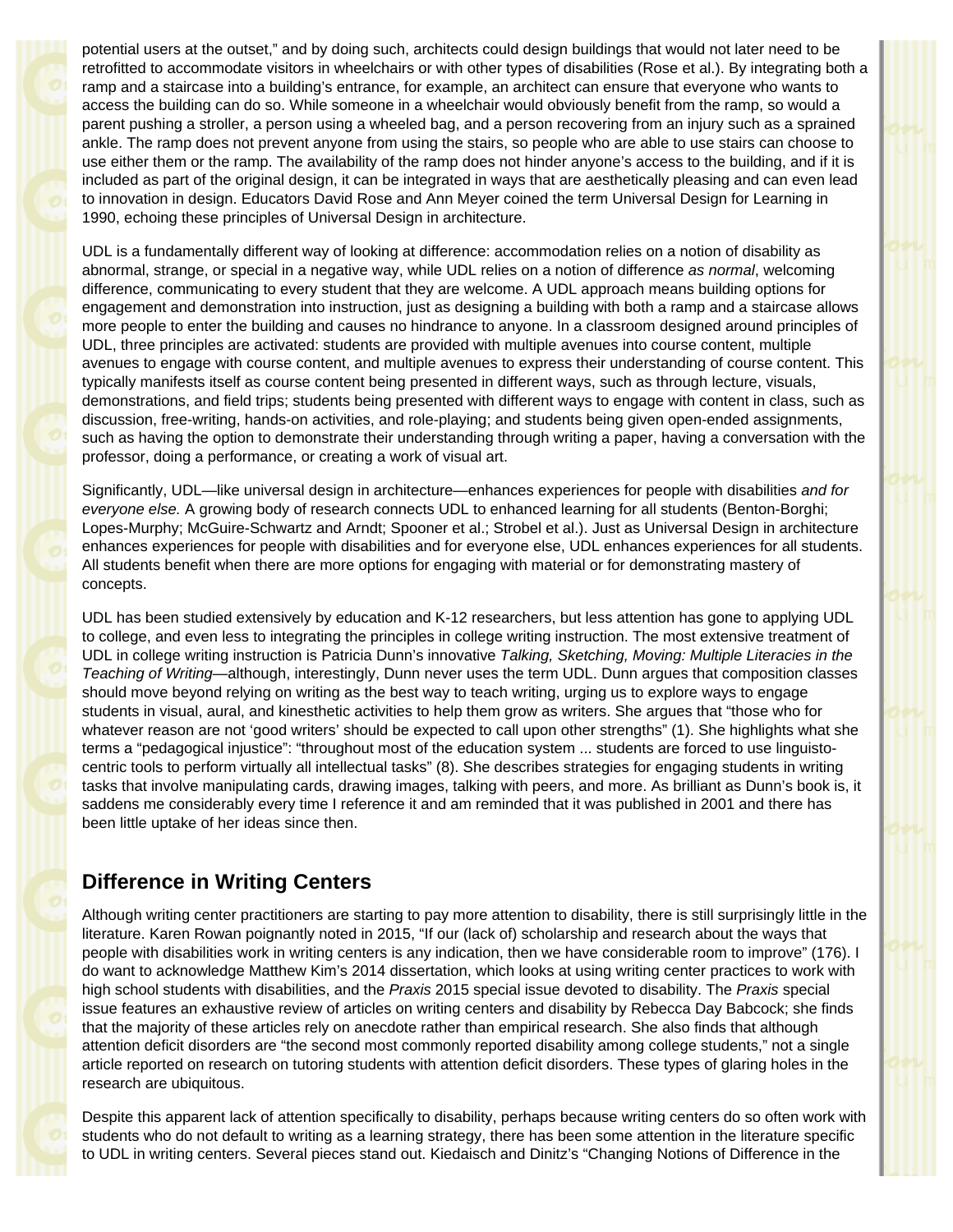potential users at the outset," and by doing such, architects could design buildings that would not later need to be retrofitted to accommodate visitors in wheelchairs or with other types of disabilities (Rose et al.). By integrating both a ramp and a staircase into a building's entrance, for example, an architect can ensure that everyone who wants to access the building can do so. While someone in a wheelchair would obviously benefit from the ramp, so would a parent pushing a stroller, a person using a wheeled bag, and a person recovering from an injury such as a sprained ankle. The ramp does not prevent anyone from using the stairs, so people who are able to use stairs can choose to use either them or the ramp. The availability of the ramp does not hinder anyone's access to the building, and if it is included as part of the original design, it can be integrated in ways that are aesthetically pleasing and can even lead to innovation in design. Educators David Rose and Ann Meyer coined the term Universal Design for Learning in 1990, echoing these principles of Universal Design in architecture.

UDL is a fundamentally different way of looking at difference: accommodation relies on a notion of disability as abnormal, strange, or special in a negative way, while UDL relies on a notion of difference *as normal*, welcoming difference, communicating to every student that they are welcome. A UDL approach means building options for engagement and demonstration into instruction, just as designing a building with both a ramp and a staircase allows more people to enter the building and causes no hindrance to anyone. In a classroom designed around principles of UDL, three principles are activated: students are provided with multiple avenues into course content, multiple avenues to engage with course content, and multiple avenues to express their understanding of course content. This typically manifests itself as course content being presented in different ways, such as through lecture, visuals, demonstrations, and field trips; students being presented with different ways to engage with content in class, such as discussion, free-writing, hands-on activities, and role-playing; and students being given open-ended assignments, such as having the option to demonstrate their understanding through writing a paper, having a conversation with the professor, doing a performance, or creating a work of visual art.

Significantly, UDL—like universal design in architecture—enhances experiences for people with disabilities *and for everyone else.* A growing body of research connects UDL to enhanced learning for all students (Benton-Borghi; Lopes-Murphy; McGuire-Schwartz and Arndt; Spooner et al.; Strobel et al.). Just as Universal Design in architecture enhances experiences for people with disabilities and for everyone else, UDL enhances experiences for all students. All students benefit when there are more options for engaging with material or for demonstrating mastery of concepts.

UDL has been studied extensively by education and K-12 researchers, but less attention has gone to applying UDL to college, and even less to integrating the principles in college writing instruction. The most extensive treatment of UDL in college writing instruction is Patricia Dunn's innovative *Talking, Sketching, Moving: Multiple Literacies in the Teaching of Writing*—although, interestingly, Dunn never uses the term UDL. Dunn argues that composition classes should move beyond relying on writing as the best way to teach writing, urging us to explore ways to engage students in visual, aural, and kinesthetic activities to help them grow as writers. She argues that "those who for whatever reason are not 'good writers' should be expected to call upon other strengths" (1). She highlights what she terms a "pedagogical injustice": "throughout most of the education system ... students are forced to use linguisto-centric tools to perform virtually all intellectual tasks" (8). She describes strategies for engaging students in writing tasks that involve manipulating cards, drawing images, talking with peers, and more. As brilliant as Dunn's book is, it saddens me considerably every time I reference it and am reminded that it was published in 2001 and there has been little uptake of her ideas since then.

## Difference in Writing Centers

Although writing center practitioners are starting to pay more attention to disability, there is still surprisingly little in the literature. Karen Rowan poignantly noted in 2015, "If our (lack of) scholarship and research about the ways that people with disabilities work in writing centers is any indication, then we have considerable room to improve" (176). I do want to acknowledge Matthew Kim's 2014 dissertation, which looks at using writing center practices to work with high school students with disabilities, and the *Praxis* 2015 special issue devoted to disability. The *Praxis* special issue features an exhaustive review of articles on writing centers and disability by Rebecca Day Babcock; she finds that the majority of these articles rely on anecdote rather than empirical research. She also finds that although attention deficit disorders are "the second most commonly reported disability among college students," not a single article reported on research on tutoring students with attention deficit disorders. These types of glaring holes in the research are ubiquitous.

Despite this apparent lack of attention specifically to disability, perhaps because writing centers do so often work with students who do not default to writing as a learning strategy, there has been some attention in the literature specific to UDL in writing centers. Several pieces stand out. Kiedaisch and Dinitz's "Changing Notions of Difference in the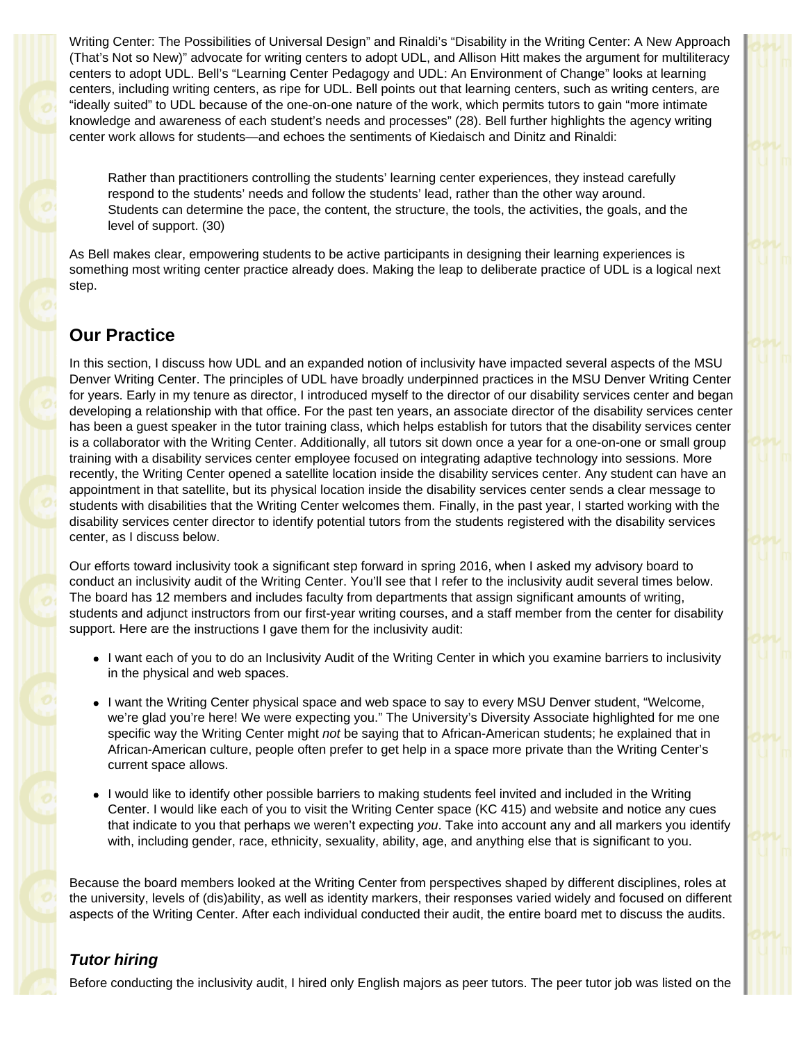Writing Center: The Possibilities of Universal Design" and Rinaldi's "Disability in the Writing Center: A New Approach (That's Not so New)" advocate for writing centers to adopt UDL, and Allison Hitt makes the argument for multiliteracy centers to adopt UDL. Bell's "Learning Center Pedagogy and UDL: An Environment of Change" looks at learning centers, including writing centers, as ripe for UDL. Bell points out that learning centers, such as writing centers, are "ideally suited" to UDL because of the one-on-one nature of the work, which permits tutors to gain "more intimate knowledge and awareness of each student's needs and processes" (28). Bell further highlights the agency writing center work allows for students—and echoes the sentiments of Kiedaisch and Dinitz and Rinaldi:

> Rather than practitioners controlling the students' learning center experiences, they instead carefully respond to the students' needs and follow the students' lead, rather than the other way around. Students can determine the pace, the content, the structure, the tools, the activities, the goals, and the level of support. (30)

As Bell makes clear, empowering students to be active participants in designing their learning experiences is something most writing center practice already does. Making the leap to deliberate practice of UDL is a logical next step.

## Our Practice

In this section, I discuss how UDL and an expanded notion of inclusivity have impacted several aspects of the MSU Denver Writing Center. The principles of UDL have broadly underpinned practices in the MSU Denver Writing Center for years. Early in my tenure as director, I introduced myself to the director of our disability services center and began developing a relationship with that office. For the past ten years, an associate director of the disability services center has been a guest speaker in the tutor training class, which helps establish for tutors that the disability services center is a collaborator with the Writing Center. Additionally, all tutors sit down once a year for a one-on-one or small group training with a disability services center employee focused on integrating adaptive technology into sessions. More recently, the Writing Center opened a satellite location inside the disability services center. Any student can have an appointment in that satellite, but its physical location inside the disability services center sends a clear message to students with disabilities that the Writing Center welcomes them. Finally, in the past year, I started working with the disability services center director to identify potential tutors from the students registered with the disability services center, as I discuss below.

Our efforts toward inclusivity took a significant step forward in spring 2016, when I asked my advisory board to conduct an inclusivity audit of the Writing Center. You'll see that I refer to the inclusivity audit several times below. The board has 12 members and includes faculty from departments that assign significant amounts of writing, students and adjunct instructors from our first-year writing courses, and a staff member from the center for disability support. Here are the instructions I gave them for the inclusivity audit:

- I want each of you to do an Inclusivity Audit of the Writing Center in which you examine barriers to inclusivity in the physical and web spaces.
- I want the Writing Center physical space and web space to say to every MSU Denver student, "Welcome, we're glad you're here! We were expecting you." The University's Diversity Associate highlighted for me one specific way the Writing Center might *not* be saying that to African-American students; he explained that in African-American culture, people often prefer to get help in a space more private than the Writing Center's current space allows.
- I would like to identify other possible barriers to making students feel invited and included in the Writing Center. I would like each of you to visit the Writing Center space (KC 415) and website and notice any cues that indicate to you that perhaps we weren't expecting *you*. Take into account any and all markers you identify with, including gender, race, ethnicity, sexuality, ability, age, and anything else that is significant to you.

Because the board members looked at the Writing Center from perspectives shaped by different disciplines, roles at the university, levels of (dis)ability, as well as identity markers, their responses varied widely and focused on different aspects of the Writing Center. After each individual conducted their audit, the entire board met to discuss the audits.

### *Tutor hiring*

Before conducting the inclusivity audit, I hired only English majors as peer tutors. The peer tutor job was listed on the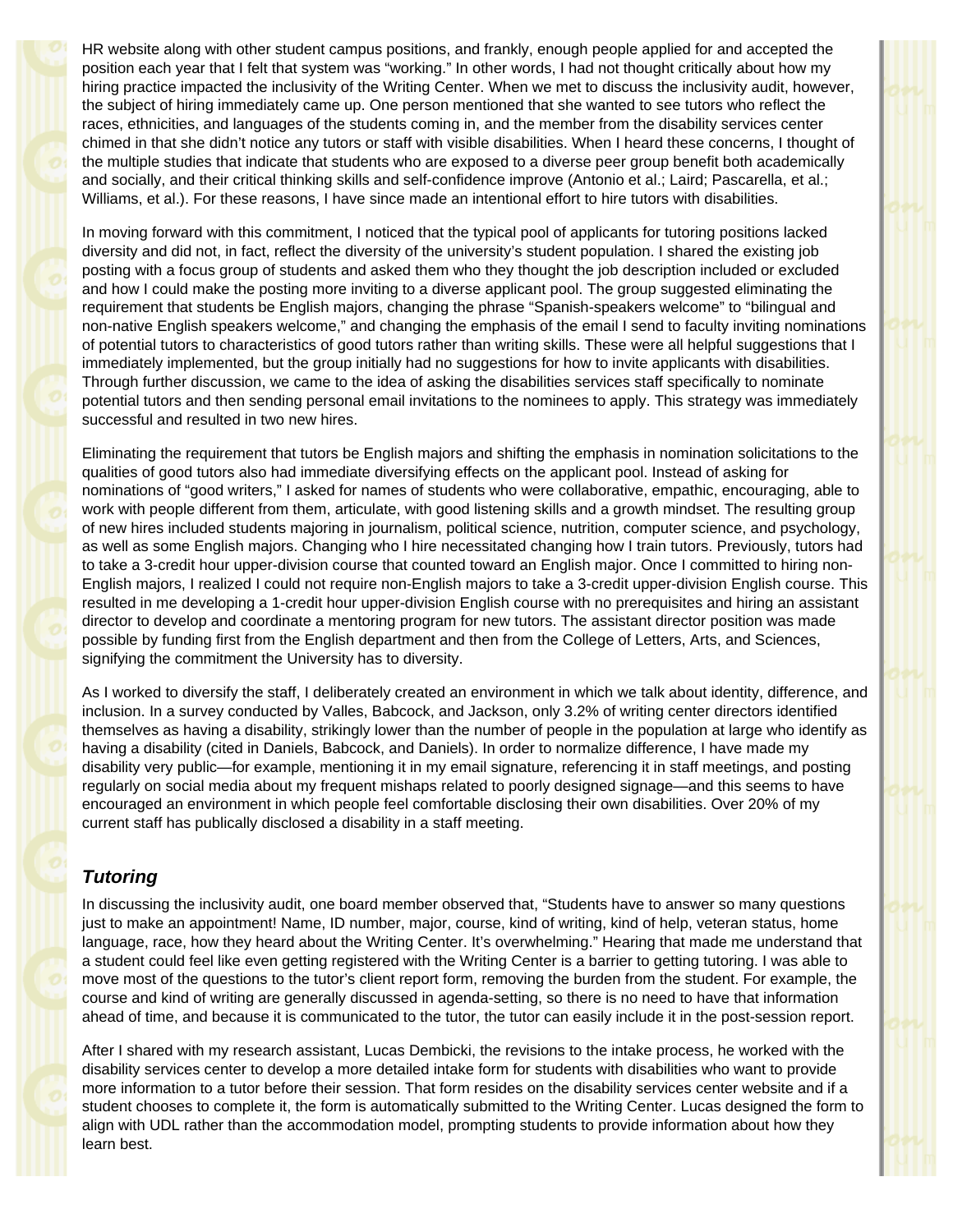HR website along with other student campus positions, and frankly, enough people applied for and accepted the position each year that I felt that system was "working." In other words, I had not thought critically about how my hiring practice impacted the inclusivity of the Writing Center. When we met to discuss the inclusivity audit, however, the subject of hiring immediately came up. One person mentioned that she wanted to see tutors who reflect the races, ethnicities, and languages of the students coming in, and the member from the disability services center chimed in that she didn't notice any tutors or staff with visible disabilities. When I heard these concerns, I thought of the multiple studies that indicate that students who are exposed to a diverse peer group benefit both academically and socially, and their critical thinking skills and self-confidence improve (Antonio et al.; Laird; Pascarella, et al.; Williams, et al.). For these reasons, I have since made an intentional effort to hire tutors with disabilities.

In moving forward with this commitment, I noticed that the typical pool of applicants for tutoring positions lacked diversity and did not, in fact, reflect the diversity of the university's student population. I shared the existing job posting with a focus group of students and asked them who they thought the job description included or excluded and how I could make the posting more inviting to a diverse applicant pool. The group suggested eliminating the requirement that students be English majors, changing the phrase "Spanish-speakers welcome" to "bilingual and non-native English speakers welcome," and changing the emphasis of the email I send to faculty inviting nominations of potential tutors to characteristics of good tutors rather than writing skills. These were all helpful suggestions that I immediately implemented, but the group initially had no suggestions for how to invite applicants with disabilities. Through further discussion, we came to the idea of asking the disabilities services staff specifically to nominate potential tutors and then sending personal email invitations to the nominees to apply. This strategy was immediately successful and resulted in two new hires.

Eliminating the requirement that tutors be English majors and shifting the emphasis in nomination solicitations to the qualities of good tutors also had immediate diversifying effects on the applicant pool. Instead of asking for nominations of "good writers," I asked for names of students who were collaborative, empathic, encouraging, able to work with people different from them, articulate, with good listening skills and a growth mindset. The resulting group of new hires included students majoring in journalism, political science, nutrition, computer science, and psychology, as well as some English majors. Changing who I hire necessitated changing how I train tutors. Previously, tutors had to take a 3-credit hour upper-division course that counted toward an English major. Once I committed to hiring non-English majors, I realized I could not require non-English majors to take a 3-credit upper-division English course. This resulted in me developing a 1-credit hour upper-division English course with no prerequisites and hiring an assistant director to develop and coordinate a mentoring program for new tutors. The assistant director position was made possible by funding first from the English department and then from the College of Letters, Arts, and Sciences, signifying the commitment the University has to diversity.

As I worked to diversify the staff, I deliberately created an environment in which we talk about identity, difference, and inclusion. In a survey conducted by Valles, Babcock, and Jackson, only 3.2% of writing center directors identified themselves as having a disability, strikingly lower than the number of people in the population at large who identify as having a disability (cited in Daniels, Babcock, and Daniels). In order to normalize difference, I have made my disability very public—for example, mentioning it in my email signature, referencing it in staff meetings, and posting regularly on social media about my frequent mishaps related to poorly designed signage—and this seems to have encouraged an environment in which people feel comfortable disclosing their own disabilities. Over 20% of my current staff has publically disclosed a disability in a staff meeting.

### *Tutoring*

In discussing the inclusivity audit, one board member observed that, "Students have to answer so many questions just to make an appointment! Name, ID number, major, course, kind of writing, kind of help, veteran status, home language, race, how they heard about the Writing Center. It's overwhelming." Hearing that made me understand that a student could feel like even getting registered with the Writing Center is a barrier to getting tutoring. I was able to move most of the questions to the tutor's client report form, removing the burden from the student. For example, the course and kind of writing are generally discussed in agenda-setting, so there is no need to have that information ahead of time, and because it is communicated to the tutor, the tutor can easily include it in the post-session report.

After I shared with my research assistant, Lucas Dembicki, the revisions to the intake process, he worked with the disability services center to develop a more detailed intake form for students with disabilities who want to provide more information to a tutor before their session. That form resides on the disability services center website and if a student chooses to complete it, the form is automatically submitted to the Writing Center. Lucas designed the form to align with UDL rather than the accommodation model, prompting students to provide information about how they learn best.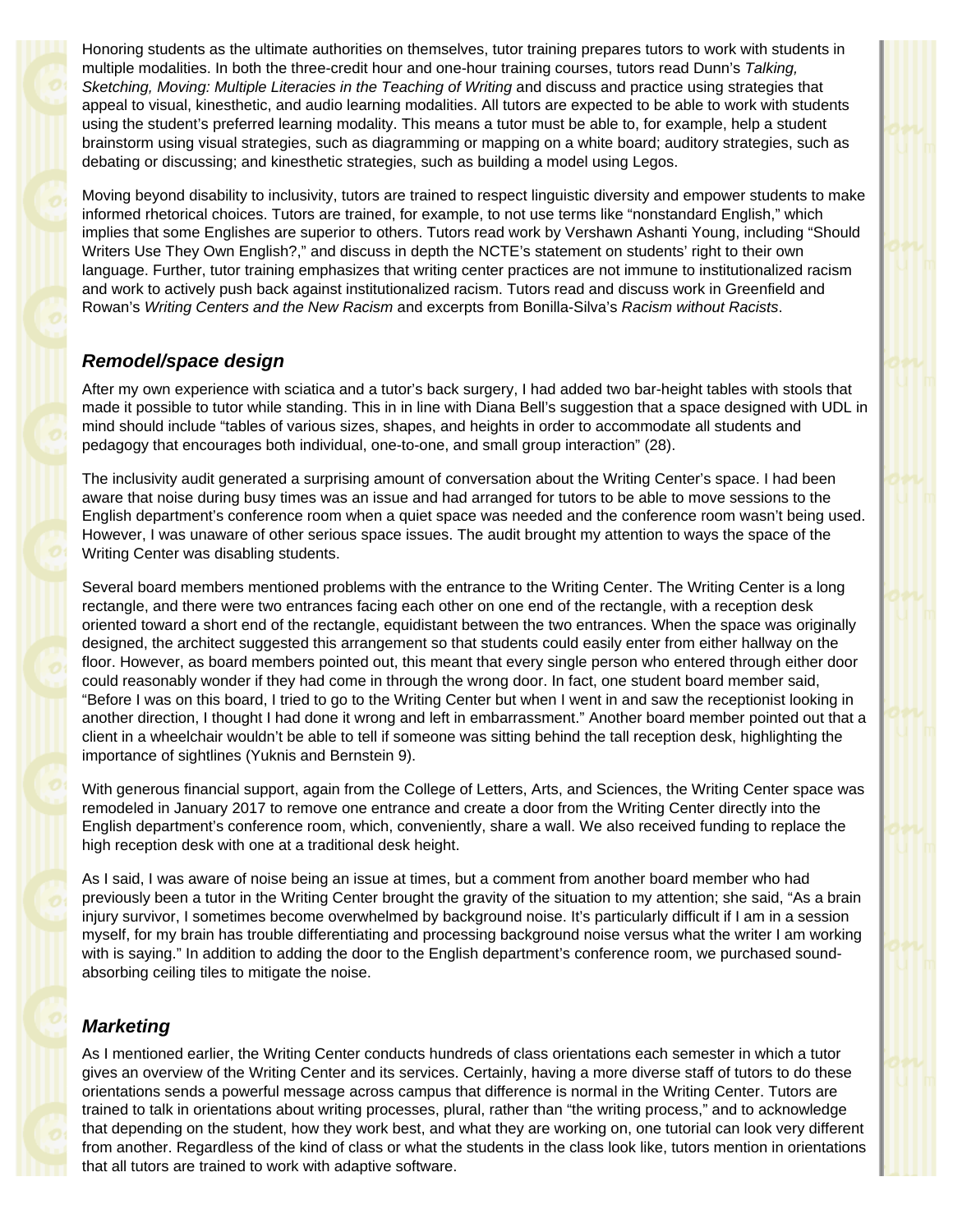Honoring students as the ultimate authorities on themselves, tutor training prepares tutors to work with students in multiple modalities. In both the three-credit hour and one-hour training courses, tutors read Dunn's *Talking, Sketching, Moving: Multiple Literacies in the Teaching of Writing* and discuss and practice using strategies that appeal to visual, kinesthetic, and audio learning modalities. All tutors are expected to be able to work with students using the student's preferred learning modality. This means a tutor must be able to, for example, help a student brainstorm using visual strategies, such as diagramming or mapping on a white board; auditory strategies, such as debating or discussing; and kinesthetic strategies, such as building a model using Legos.

Moving beyond disability to inclusivity, tutors are trained to respect linguistic diversity and empower students to make informed rhetorical choices. Tutors are trained, for example, to not use terms like "nonstandard English," which implies that some Englishes are superior to others. Tutors read work by Vershawn Ashanti Young, including "Should Writers Use They Own English?," and discuss in depth the NCTE's statement on students' right to their own language. Further, tutor training emphasizes that writing center practices are not immune to institutionalized racism and work to actively push back against institutionalized racism. Tutors read and discuss work in Greenfield and Rowan's *Writing Centers and the New Racism* and excerpts from Bonilla-Silva's *Racism without Racists*.

### Remodel/space design

After my own experience with sciatica and a tutor's back surgery, I had added two bar-height tables with stools that made it possible to tutor while standing. This in in line with Diana Bell's suggestion that a space designed with UDL in mind should include "tables of various sizes, shapes, and heights in order to accommodate all students and pedagogy that encourages both individual, one-to-one, and small group interaction" (28).

The inclusivity audit generated a surprising amount of conversation about the Writing Center's space. I had been aware that noise during busy times was an issue and had arranged for tutors to be able to move sessions to the English department's conference room when a quiet space was needed and the conference room wasn't being used. However, I was unaware of other serious space issues. The audit brought my attention to ways the space of the Writing Center was disabling students.

Several board members mentioned problems with the entrance to the Writing Center. The Writing Center is a long rectangle, and there were two entrances facing each other on one end of the rectangle, with a reception desk oriented toward a short end of the rectangle, equidistant between the two entrances. When the space was originally designed, the architect suggested this arrangement so that students could easily enter from either hallway on the floor. However, as board members pointed out, this meant that every single person who entered through either door could reasonably wonder if they had come in through the wrong door. In fact, one student board member said, "Before I was on this board, I tried to go to the Writing Center but when I went in and saw the receptionist looking in another direction, I thought I had done it wrong and left in embarrassment." Another board member pointed out that a client in a wheelchair wouldn't be able to tell if someone was sitting behind the tall reception desk, highlighting the importance of sightlines (Yuknis and Bernstein 9).

With generous financial support, again from the College of Letters, Arts, and Sciences, the Writing Center space was remodeled in January 2017 to remove one entrance and create a door from the Writing Center directly into the English department's conference room, which, conveniently, share a wall. We also received funding to replace the high reception desk with one at a traditional desk height.

As I said, I was aware of noise being an issue at times, but a comment from another board member who had previously been a tutor in the Writing Center brought the gravity of the situation to my attention; she said, "As a brain injury survivor, I sometimes become overwhelmed by background noise. It's particularly difficult if I am in a session myself, for my brain has trouble differentiating and processing background noise versus what the writer I am working with is saying." In addition to adding the door to the English department's conference room, we purchased sound-absorbing ceiling tiles to mitigate the noise.

### Marketing

As I mentioned earlier, the Writing Center conducts hundreds of class orientations each semester in which a tutor gives an overview of the Writing Center and its services. Certainly, having a more diverse staff of tutors to do these orientations sends a powerful message across campus that difference is normal in the Writing Center. Tutors are trained to talk in orientations about writing processes, plural, rather than "the writing process," and to acknowledge that depending on the student, how they work best, and what they are working on, one tutorial can look very different from another. Regardless of the kind of class or what the students in the class look like, tutors mention in orientations that all tutors are trained to work with adaptive software.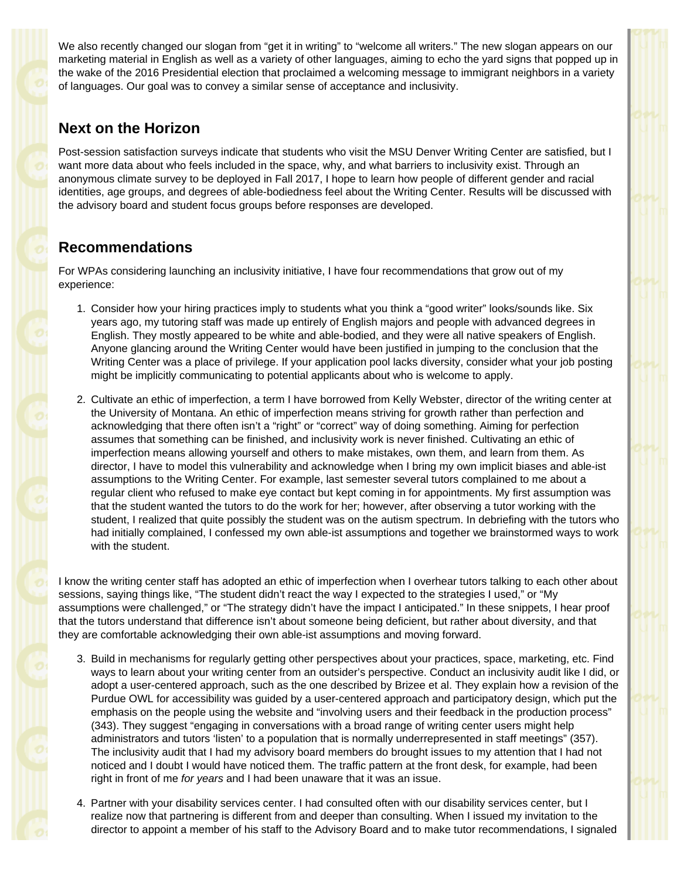We also recently changed our slogan from "get it in writing" to "welcome all writers." The new slogan appears on our marketing material in English as well as a variety of other languages, aiming to echo the yard signs that popped up in the wake of the 2016 Presidential election that proclaimed a welcoming message to immigrant neighbors in a variety of languages. Our goal was to convey a similar sense of acceptance and inclusivity.

## Next on the Horizon

Post-session satisfaction surveys indicate that students who visit the MSU Denver Writing Center are satisfied, but I want more data about who feels included in the space, why, and what barriers to inclusivity exist. Through an anonymous climate survey to be deployed in Fall 2017, I hope to learn how people of different gender and racial identities, age groups, and degrees of able-bodiedness feel about the Writing Center. Results will be discussed with the advisory board and student focus groups before responses are developed.

## Recommendations

For WPAs considering launching an inclusivity initiative, I have four recommendations that grow out of my experience:

1. Consider how your hiring practices imply to students what you think a "good writer" looks/sounds like. Six years ago, my tutoring staff was made up entirely of English majors and people with advanced degrees in English. They mostly appeared to be white and able-bodied, and they were all native speakers of English. Anyone glancing around the Writing Center would have been justified in jumping to the conclusion that the Writing Center was a place of privilege. If your application pool lacks diversity, consider what your job posting might be implicitly communicating to potential applicants about who is welcome to apply.

2. Cultivate an ethic of imperfection, a term I have borrowed from Kelly Webster, director of the writing center at the University of Montana. An ethic of imperfection means striving for growth rather than perfection and acknowledging that there often isn't a "right" or "correct" way of doing something. Aiming for perfection assumes that something can be finished, and inclusivity work is never finished. Cultivating an ethic of imperfection means allowing yourself and others to make mistakes, own them, and learn from them. As director, I have to model this vulnerability and acknowledge when I bring my own implicit biases and able-ist assumptions to the Writing Center. For example, last semester several tutors complained to me about a regular client who refused to make eye contact but kept coming in for appointments. My first assumption was that the student wanted the tutors to do the work for her; however, after observing a tutor working with the student, I realized that quite possibly the student was on the autism spectrum. In debriefing with the tutors who had initially complained, I confessed my own able-ist assumptions and together we brainstormed ways to work with the student.

I know the writing center staff has adopted an ethic of imperfection when I overhear tutors talking to each other about sessions, saying things like, "The student didn't react the way I expected to the strategies I used," or "My assumptions were challenged," or "The strategy didn't have the impact I anticipated." In these snippets, I hear proof that the tutors understand that difference isn't about someone being deficient, but rather about diversity, and that they are comfortable acknowledging their own able-ist assumptions and moving forward.

3. Build in mechanisms for regularly getting other perspectives about your practices, space, marketing, etc. Find ways to learn about your writing center from an outsider's perspective. Conduct an inclusivity audit like I did, or adopt a user-centered approach, such as the one described by Brizee et al. They explain how a revision of the Purdue OWL for accessibility was guided by a user-centered approach and participatory design, which put the emphasis on the people using the website and "involving users and their feedback in the production process" (343). They suggest "engaging in conversations with a broad range of writing center users might help administrators and tutors 'listen' to a population that is normally underrepresented in staff meetings" (357). The inclusivity audit that I had my advisory board members do brought issues to my attention that I had not noticed and I doubt I would have noticed them. The traffic pattern at the front desk, for example, had been right in front of me *for years* and I had been unaware that it was an issue.

4. Partner with your disability services center. I had consulted often with our disability services center, but I realize now that partnering is different from and deeper than consulting. When I issued my invitation to the director to appoint a member of his staff to the Advisory Board and to make tutor recommendations, I signaled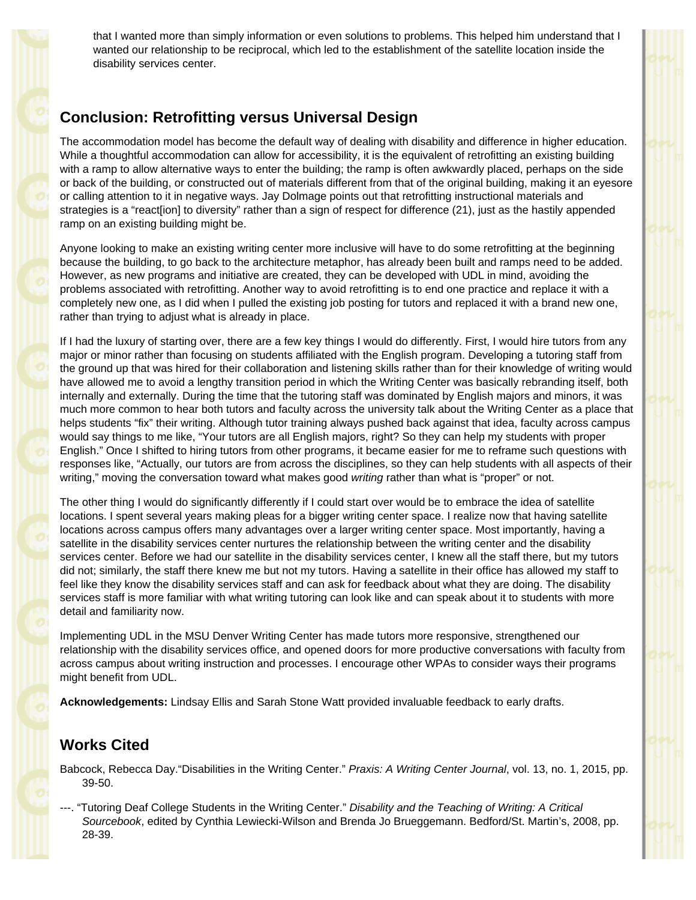that I wanted more than simply information or even solutions to problems. This helped him understand that I wanted our relationship to be reciprocal, which led to the establishment of the satellite location inside the disability services center.

## Conclusion: Retrofitting versus Universal Design

The accommodation model has become the default way of dealing with disability and difference in higher education. While a thoughtful accommodation can allow for accessibility, it is the equivalent of retrofitting an existing building with a ramp to allow alternative ways to enter the building; the ramp is often awkwardly placed, perhaps on the side or back of the building, or constructed out of materials different from that of the original building, making it an eyesore or calling attention to it in negative ways. Jay Dolmage points out that retrofitting instructional materials and strategies is a "react[ion] to diversity" rather than a sign of respect for difference (21), just as the hastily appended ramp on an existing building might be.

Anyone looking to make an existing writing center more inclusive will have to do some retrofitting at the beginning because the building, to go back to the architecture metaphor, has already been built and ramps need to be added. However, as new programs and initiative are created, they can be developed with UDL in mind, avoiding the problems associated with retrofitting. Another way to avoid retrofitting is to end one practice and replace it with a completely new one, as I did when I pulled the existing job posting for tutors and replaced it with a brand new one, rather than trying to adjust what is already in place.

If I had the luxury of starting over, there are a few key things I would do differently. First, I would hire tutors from any major or minor rather than focusing on students affiliated with the English program. Developing a tutoring staff from the ground up that was hired for their collaboration and listening skills rather than for their knowledge of writing would have allowed me to avoid a lengthy transition period in which the Writing Center was basically rebranding itself, both internally and externally. During the time that the tutoring staff was dominated by English majors and minors, it was much more common to hear both tutors and faculty across the university talk about the Writing Center as a place that helps students "fix" their writing. Although tutor training always pushed back against that idea, faculty across campus would say things to me like, "Your tutors are all English majors, right? So they can help my students with proper English." Once I shifted to hiring tutors from other programs, it became easier for me to reframe such questions with responses like, "Actually, our tutors are from across the disciplines, so they can help students with all aspects of their writing," moving the conversation toward what makes good *writing* rather than what is "proper" or not.

The other thing I would do significantly differently if I could start over would be to embrace the idea of satellite locations. I spent several years making pleas for a bigger writing center space. I realize now that having satellite locations across campus offers many advantages over a larger writing center space. Most importantly, having a satellite in the disability services center nurtures the relationship between the writing center and the disability services center. Before we had our satellite in the disability services center, I knew all the staff there, but my tutors did not; similarly, the staff there knew me but not my tutors. Having a satellite in their office has allowed my staff to feel like they know the disability services staff and can ask for feedback about what they are doing. The disability services staff is more familiar with what writing tutoring can look like and can speak about it to students with more detail and familiarity now.

Implementing UDL in the MSU Denver Writing Center has made tutors more responsive, strengthened our relationship with the disability services office, and opened doors for more productive conversations with faculty from across campus about writing instruction and processes. I encourage other WPAs to consider ways their programs might benefit from UDL.

**Acknowledgements:** Lindsay Ellis and Sarah Stone Watt provided invaluable feedback to early drafts.

## Works Cited

Babcock, Rebecca Day."Disabilities in the Writing Center." *Praxis: A Writing Center Journal*, vol. 13, no. 1, 2015, pp. 39-50.

---. "Tutoring Deaf College Students in the Writing Center." *Disability and the Teaching of Writing: A Critical Sourcebook*, edited by Cynthia Lewiecki-Wilson and Brenda Jo Brueggemann. Bedford/St. Martin's, 2008, pp. 28-39.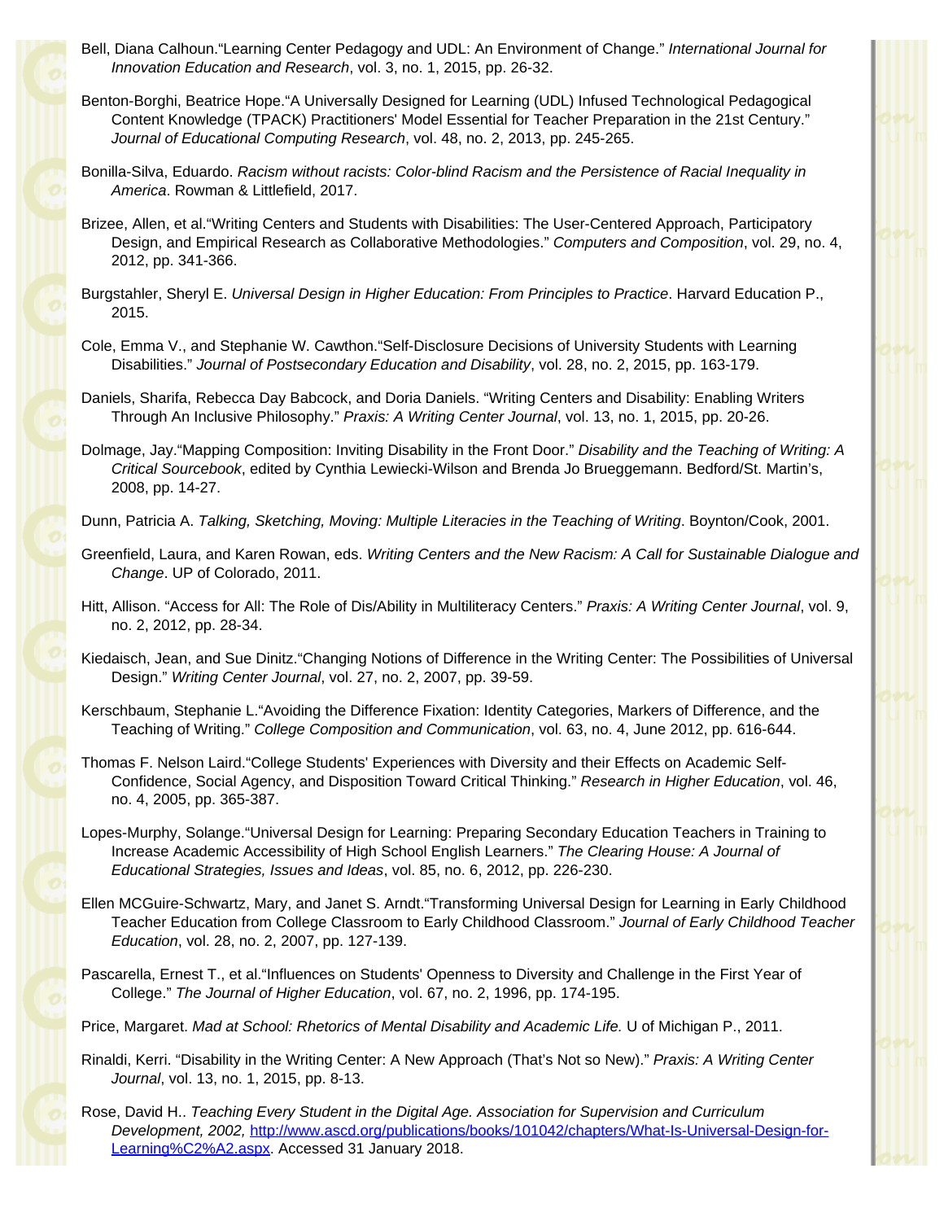Bell, Diana Calhoun.“Learning Center Pedagogy and UDL: An Environment of Change.” *International Journal for Innovation Education and Research*, vol. 3, no. 1, 2015, pp. 26-32.

Benton-Borghi, Beatrice Hope.“A Universally Designed for Learning (UDL) Infused Technological Pedagogical Content Knowledge (TPACK) Practitioners' Model Essential for Teacher Preparation in the 21st Century.” *Journal of Educational Computing Research*, vol. 48, no. 2, 2013, pp. 245-265.

Bonilla-Silva, Eduardo. *Racism without racists: Color-blind Racism and the Persistence of Racial Inequality in America*. Rowman & Littlefield, 2017.

Brizee, Allen, et al.“Writing Centers and Students with Disabilities: The User-Centered Approach, Participatory Design, and Empirical Research as Collaborative Methodologies.” *Computers and Composition*, vol. 29, no. 4, 2012, pp. 341-366.

Burgstahler, Sheryl E. *Universal Design in Higher Education: From Principles to Practice*. Harvard Education P., 2015.

Cole, Emma V., and Stephanie W. Cawthon.“Self-Disclosure Decisions of University Students with Learning Disabilities.” *Journal of Postsecondary Education and Disability*, vol. 28, no. 2, 2015, pp. 163-179.

Daniels, Sharifa, Rebecca Day Babcock, and Doria Daniels. “Writing Centers and Disability: Enabling Writers Through An Inclusive Philosophy.” *Praxis: A Writing Center Journal*, vol. 13, no. 1, 2015, pp. 20-26.

Dolmage, Jay.“Mapping Composition: Inviting Disability in the Front Door.” *Disability and the Teaching of Writing: A Critical Sourcebook*, edited by Cynthia Lewiecki-Wilson and Brenda Jo Brueggemann. Bedford/St. Martin’s, 2008, pp. 14-27.

Dunn, Patricia A. *Talking, Sketching, Moving: Multiple Literacies in the Teaching of Writing*. Boynton/Cook, 2001.

Greenfield, Laura, and Karen Rowan, eds. *Writing Centers and the New Racism: A Call for Sustainable Dialogue and Change*. UP of Colorado, 2011.

Hitt, Allison. “Access for All: The Role of Dis/Ability in Multiliteracy Centers.” *Praxis: A Writing Center Journal*, vol. 9, no. 2, 2012, pp. 28-34.

Kiedaisch, Jean, and Sue Dinitz.“Changing Notions of Difference in the Writing Center: The Possibilities of Universal Design.” *Writing Center Journal*, vol. 27, no. 2, 2007, pp. 39-59.

Kerschbaum, Stephanie L.“Avoiding the Difference Fixation: Identity Categories, Markers of Difference, and the Teaching of Writing.” *College Composition and Communication*, vol. 63, no. 4, June 2012, pp. 616-644.

Thomas F. Nelson Laird.“College Students' Experiences with Diversity and their Effects on Academic Self-Confidence, Social Agency, and Disposition Toward Critical Thinking.” *Research in Higher Education*, vol. 46, no. 4, 2005, pp. 365-387.

Lopes-Murphy, Solange.“Universal Design for Learning: Preparing Secondary Education Teachers in Training to Increase Academic Accessibility of High School English Learners.” *The Clearing House: A Journal of Educational Strategies, Issues and Ideas*, vol. 85, no. 6, 2012, pp. 226-230.

Ellen MCGuire-Schwartz, Mary, and Janet S. Arndt.“Transforming Universal Design for Learning in Early Childhood Teacher Education from College Classroom to Early Childhood Classroom.” *Journal of Early Childhood Teacher Education*, vol. 28, no. 2, 2007, pp. 127-139.

Pascarella, Ernest T., et al.“Influences on Students' Openness to Diversity and Challenge in the First Year of College.” *The Journal of Higher Education*, vol. 67, no. 2, 1996, pp. 174-195.

Price, Margaret. *Mad at School: Rhetorics of Mental Disability and Academic Life.* U of Michigan P., 2011.

Rinaldi, Kerri. “Disability in the Writing Center: A New Approach (That’s Not so New).” *Praxis: A Writing Center Journal*, vol. 13, no. 1, 2015, pp. 8-13.

Rose, David H.. *Teaching Every Student in the Digital Age. Association for Supervision and Curriculum Development, 2002,* [http://www.ascd.org/publications/books/101042/chapters/What-Is-Universal-Design-for-Learning%C2%A2.aspx](http://www.ascd.org/publications/books/101042/chapters/What-Is-Universal-Design-for-Learning%C2%A2.aspx). Accessed 31 January 2018.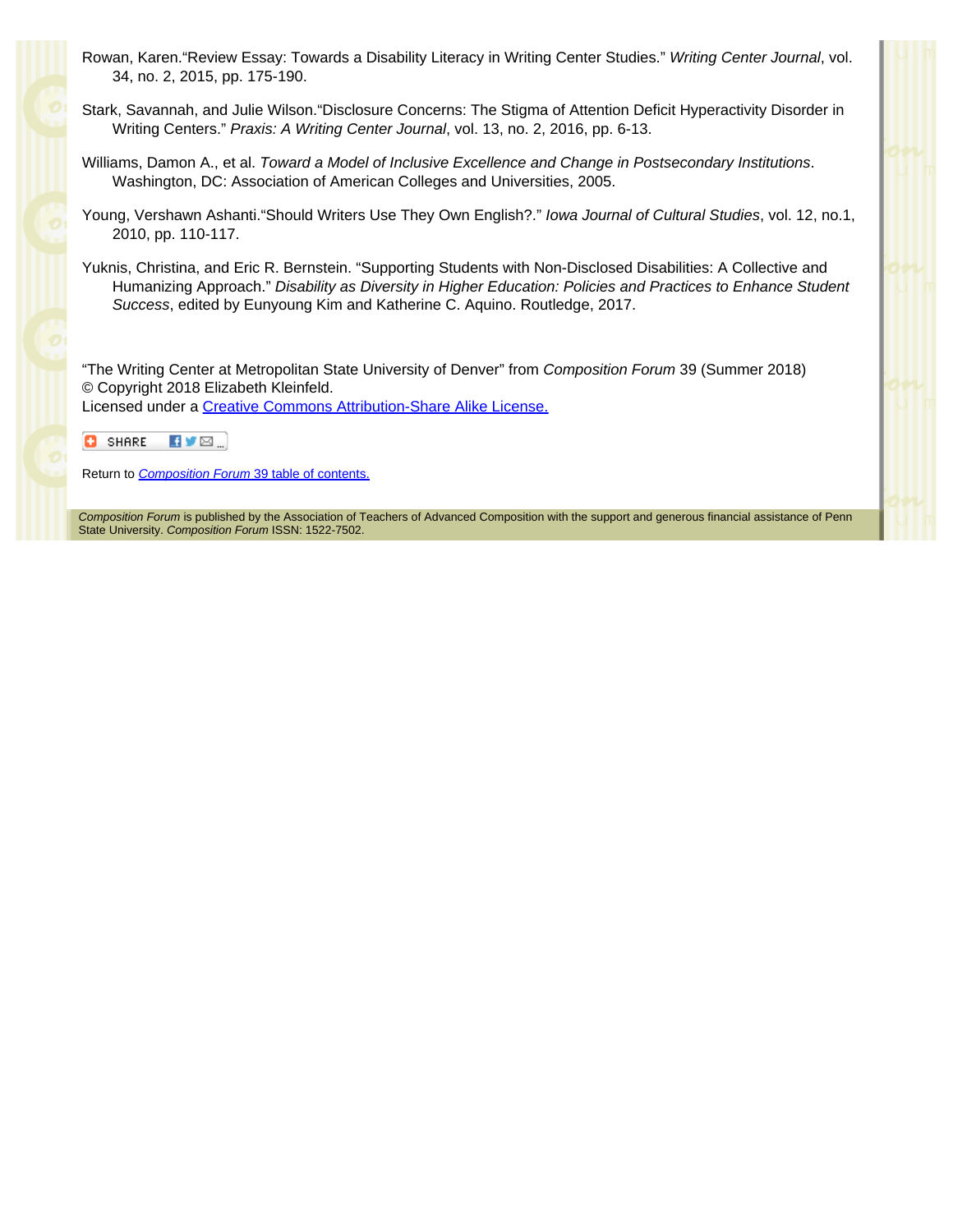Rowan, Karen.“Review Essay: Towards a Disability Literacy in Writing Center Studies.” *Writing Center Journal*, vol. 34, no. 2, 2015, pp. 175-190.

Stark, Savannah, and Julie Wilson.“Disclosure Concerns: The Stigma of Attention Deficit Hyperactivity Disorder in Writing Centers.” *Praxis: A Writing Center Journal*, vol. 13, no. 2, 2016, pp. 6-13.

Williams, Damon A., et al. *Toward a Model of Inclusive Excellence and Change in Postsecondary Institutions*. Washington, DC: Association of American Colleges and Universities, 2005.

Young, Vershawn Ashanti.“Should Writers Use They Own English?.” *Iowa Journal of Cultural Studies*, vol. 12, no.1, 2010, pp. 110-117.

Yuknis, Christina, and Eric R. Bernstein. “Supporting Students with Non-Disclosed Disabilities: A Collective and Humanizing Approach.” *Disability as Diversity in Higher Education: Policies and Practices to Enhance Student Success*, edited by Eunyoung Kim and Katherine C. Aquino. Routledge, 2017.

“The Writing Center at Metropolitan State University of Denver” from *Composition Forum* 39 (Summer 2018)
© Copyright 2018 Elizabeth Kleinfeld.
Licensed under a Creative Commons Attribution-Share Alike License.

SHARE

Return to *Composition Forum* 39 table of contents.

*Composition Forum* is published by the Association of Teachers of Advanced Composition with the support and generous financial assistance of Penn State University. *Composition Forum* ISSN: 1522-7502.